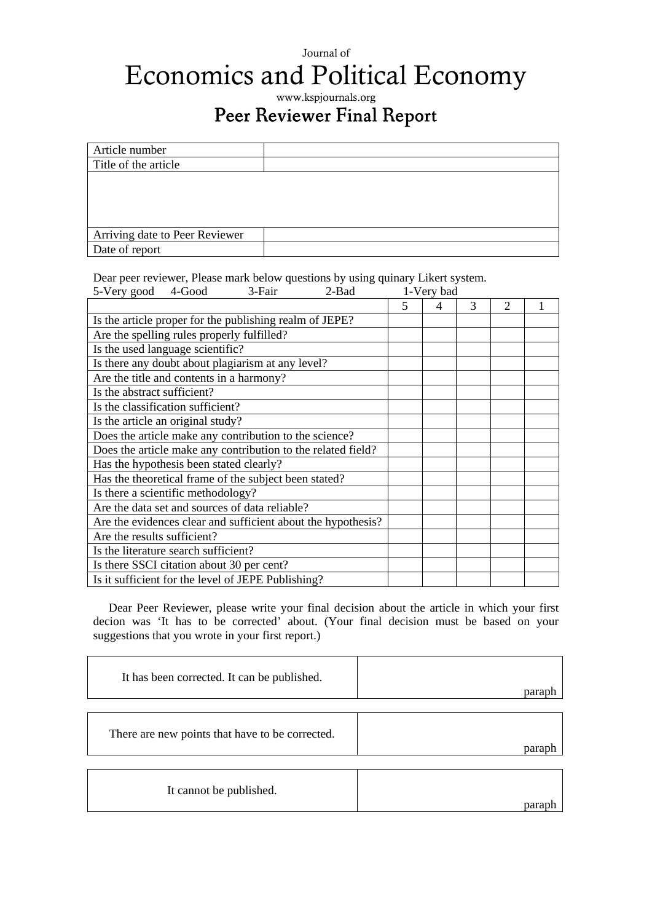Journal of

# Economics and Political Economy

www.kspjournals.org

## Peer Reviewer Final Report

| Article number | |
|---|---|
| Title of the article | |
| | |
| Arriving date to Peer Reviewer | |
| Date of report | |

Dear peer reviewer, Please mark below questions by using quinary Likert system.
5-Very good 4-Good 3-Fair 2-Bad 1-Very bad

| | 5 | 4 | 3 | 2 | 1 |
|---|---|---|---|---|---|
| Is the article proper for the publishing realm of JEPE? | | | | | |
| Are the spelling rules properly fulfilled? | | | | | |
| Is the used language scientific? | | | | | |
| Is there any doubt about plagiarism at any level? | | | | | |
| Are the title and contents in a harmony? | | | | | |
| Is the abstract sufficient? | | | | | |
| Is the classification sufficient? | | | | | |
| Is the article an original study? | | | | | |
| Does the article make any contribution to the science? | | | | | |
| Does the article make any contribution to the related field? | | | | | |
| Has the hypothesis been stated clearly? | | | | | |
| Has the theoretical frame of the subject been stated? | | | | | |
| Is there a scientific methodology? | | | | | |
| Are the data set and sources of data reliable? | | | | | |
| Are the evidences clear and sufficient about the hypothesis? | | | | | |
| Are the results sufficient? | | | | | |
| Is the literature search sufficient? | | | | | |
| Is there SSCI citation about 30 per cent? | | | | | |
| Is it sufficient for the level of JEPE Publishing? | | | | | |

Dear Peer Reviewer, please write your final decision about the article in which your first decion was 'It has to be corrected' about. (Your final decision must be based on your suggestions that you wrote in your first report.)

| It has been corrected. It can be published. | paraph |
|---|---|

| There are new points that have to be corrected. | paraph |
|---|---|

| It cannot be published. | paraph |
|---|---|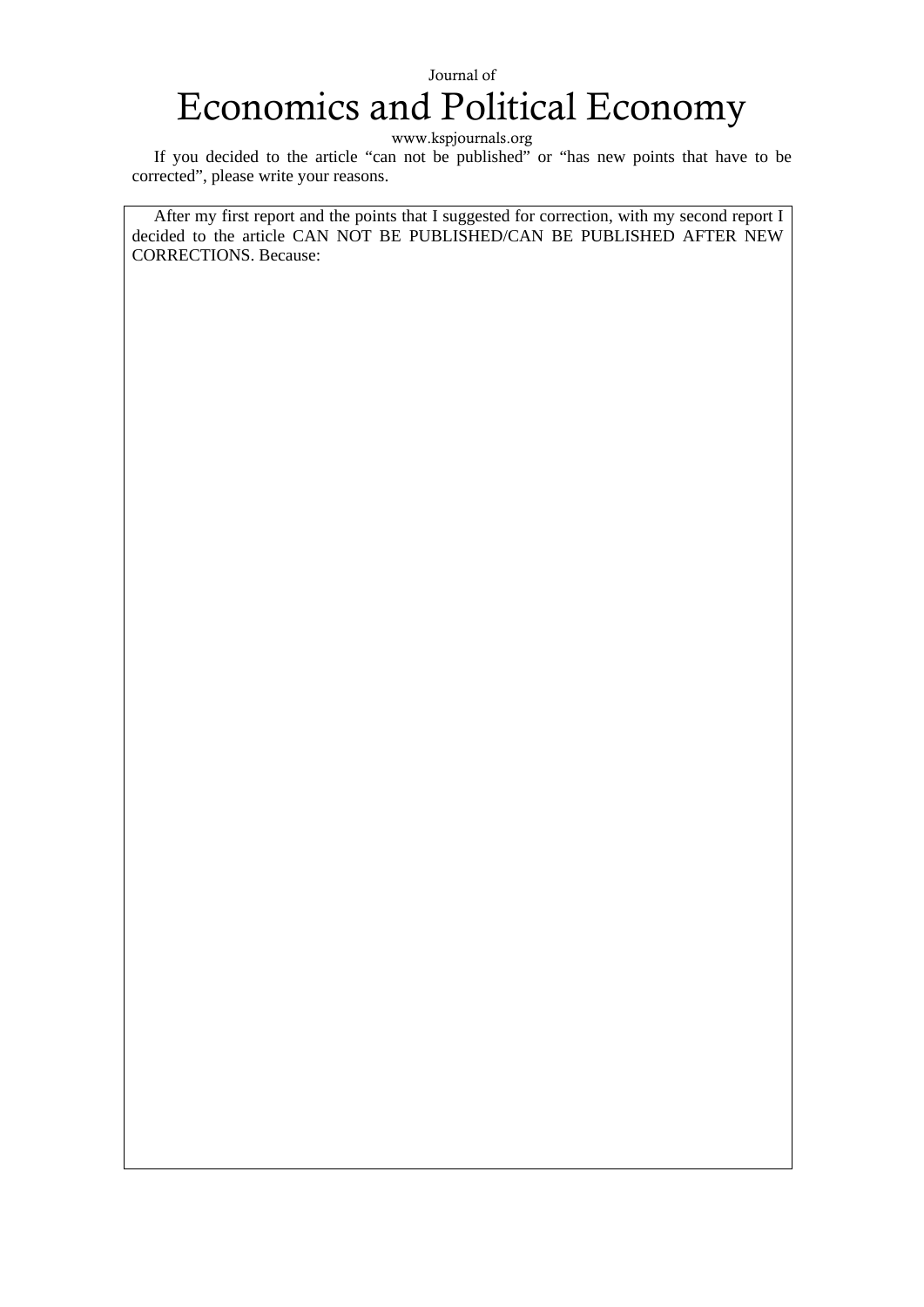Journal of

# Economics and Political Economy

www.kspjournals.org

If you decided to the article "can not be published" or "has new points that have to be corrected", please write your reasons.

After my first report and the points that I suggested for correction, with my second report I decided to the article CAN NOT BE PUBLISHED/CAN BE PUBLISHED AFTER NEW CORRECTIONS. Because: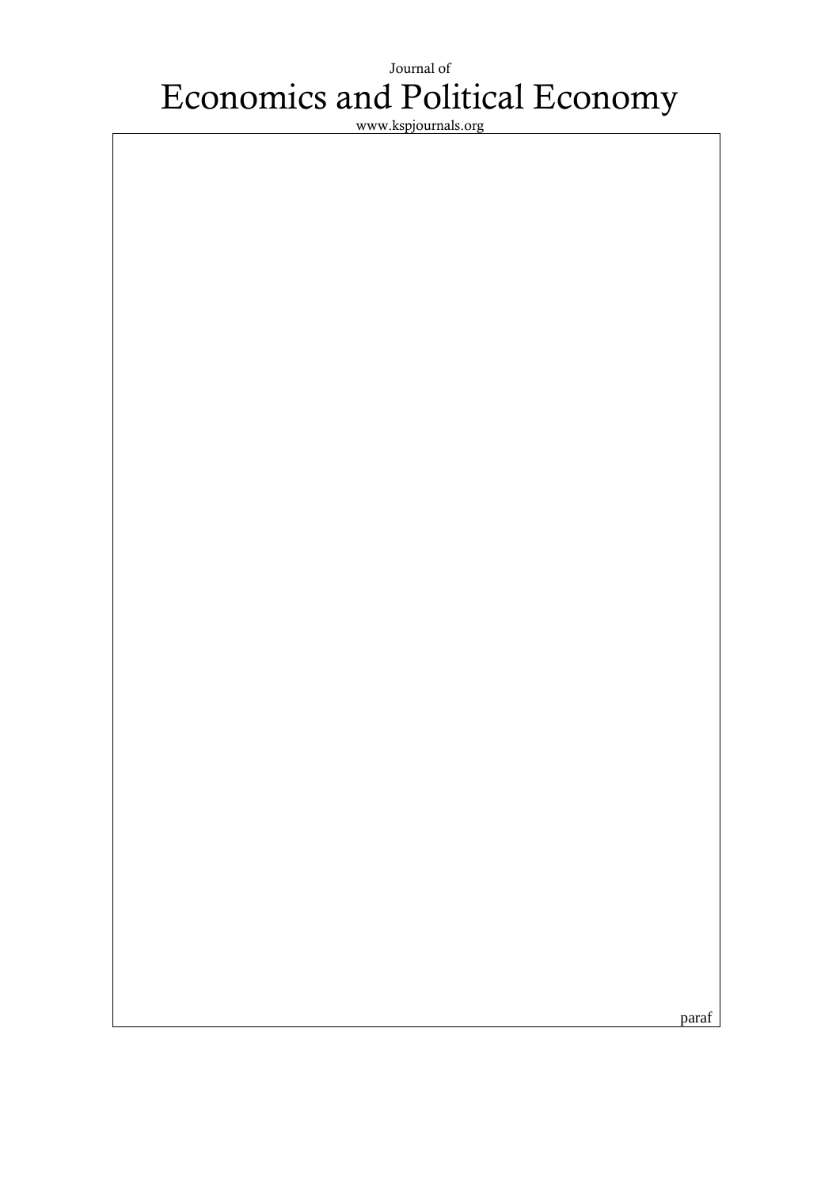paraf